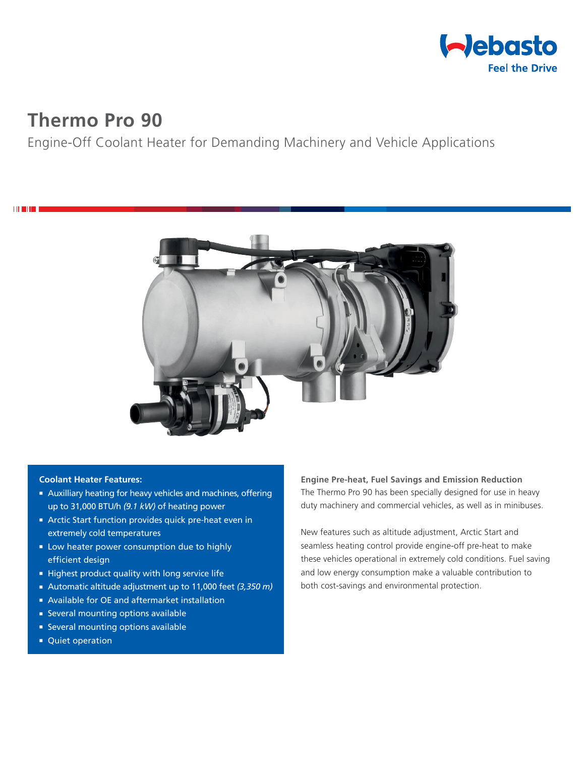# Thermo Pro 90

Engine-Off Coolant Heater for Demanding Machinery and Vehicle Applications

**Coolant Heater Features:**

- Auxilliary heating for heavy vehicles and machines, offering up to 31,000 BTU/h *(9.1 kW)* of heating power
- Arctic Start function provides quick pre-heat even in extremely cold temperatures
- Low heater power consumption due to highly efficient design
- Highest product quality with long service life
- Automatic altitude adjustment up to 11,000 feet *(3,350 m)*
- Available for OE and aftermarket installation
- Several mounting options available
- Several mounting options available
- Quiet operation

**Engine Pre-heat, Fuel Savings and Emission Reduction**

The Thermo Pro 90 has been specially designed for use in heavy duty machinery and commercial vehicles, as well as in minibuses.

New features such as altitude adjustment, Arctic Start and seamless heating control provide engine-off pre-heat to make these vehicles operational in extremely cold conditions. Fuel saving and low energy consumption make a valuable contribution to both cost-savings and environmental protection.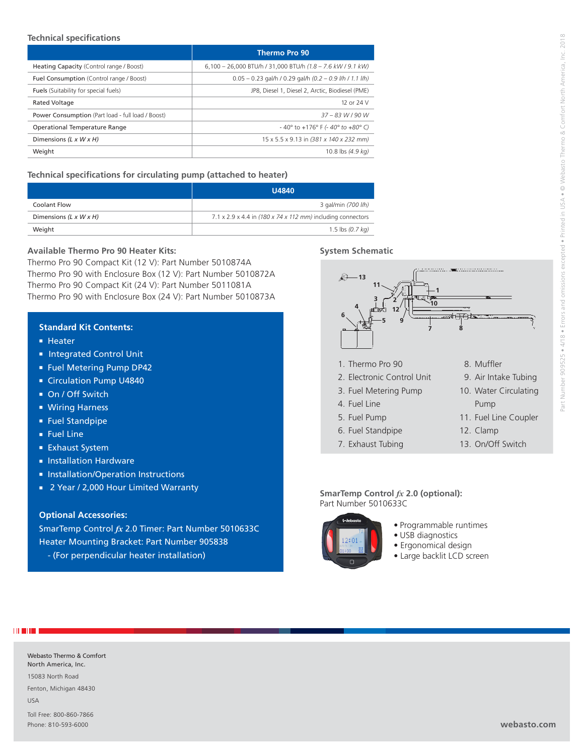## Technical specifications

| | Thermo Pro 90 |
|---|---|
| **Heating Capacity** (Control range / Boost) | 6,100 – 26,000 BTU/h / 31,000 BTU/h *(1.8 – 7.6 kW / 9.1 kW)* |
| **Fuel Consumption** (Control range / Boost) | 0.05 – 0.23 gal/h / 0.29 gal/h *(0.2 – 0.9 l/h / 1.1 l/h)* |
| **Fuels** (Suitability for special fuels) | JP8, Diesel 1, Diesel 2, Arctic, Biodiesel (PME) |
| Rated Voltage | 12 or 24 V |
| **Power Consumption** (Part load - full load / Boost) | *37 – 83 W / 90 W* |
| Operational Temperature Range | - 40° to +176° F *(- 40° to +80° C)* |
| Dimensions *(L x W x H)* | 15 x 5.5 x 9.13 in *(381 x 140 x 232 mm)* |
| Weight | 10.8 lbs *(4.9 kg)* |

## Technical specifications for circulating pump (attached to heater)

| | U4840 |
|---|---|
| Coolant Flow | 3 gal/min *(700 l/h)* |
| Dimensions *(L x W x H)* | 7.1 x 2.9 x 4.4 in *(180 x 74 x 112 mm)* including connectors |
| Weight | 1.5 lbs *(0.7 kg)* |

### Available Thermo Pro 90 Heater Kits:

Thermo Pro 90 Compact Kit (12 V): Part Number 5010874A
Thermo Pro 90 with Enclosure Box (12 V): Part Number 5010872A
Thermo Pro 90 Compact Kit (24 V): Part Number 5011081A
Thermo Pro 90 with Enclosure Box (24 V): Part Number 5010873A

### Standard Kit Contents:

- Heater
- Integrated Control Unit
- Fuel Metering Pump DP42
- Circulation Pump U4840
- On / Off Switch
- Wiring Harness
- Fuel Standpipe
- Fuel Line
- Exhaust System
- Installation Hardware
- Installation/Operation Instructions
- 2 Year / 2,000 Hour Limited Warranty

### Optional Accessories:

SmarTemp Control *fx* 2.0 Timer: Part Number 5010633C
Heater Mounting Bracket: Part Number 905838
- (For perpendicular heater installation)

### System Schematic

1. Thermo Pro 90
2. Electronic Control Unit
3. Fuel Metering Pump
4. Fuel Line
5. Fuel Pump
6. Fuel Standpipe
7. Exhaust Tubing
8. Muffler
9. Air Intake Tubing
10. Water Circulating Pump
11. Fuel Line Coupler
12. Clamp
13. On/Off Switch

### SmarTemp Control *fx* 2.0 (optional):

Part Number 5010633C

- Programmable runtimes
- USB diagnostics
- Ergonomical design
- Large backlit LCD screen

Webasto Thermo & Comfort
North America, Inc.
15083 North Road
Fenton, Michigan 48430
USA
Toll Free: 800-860-7866
Phone: 810-593-6000

webasto.com

Part Number 909525 • 4/18 • Errors and omissions excepted • Printed in USA • © Webasto Thermo & Comfort North America, Inc. 2018